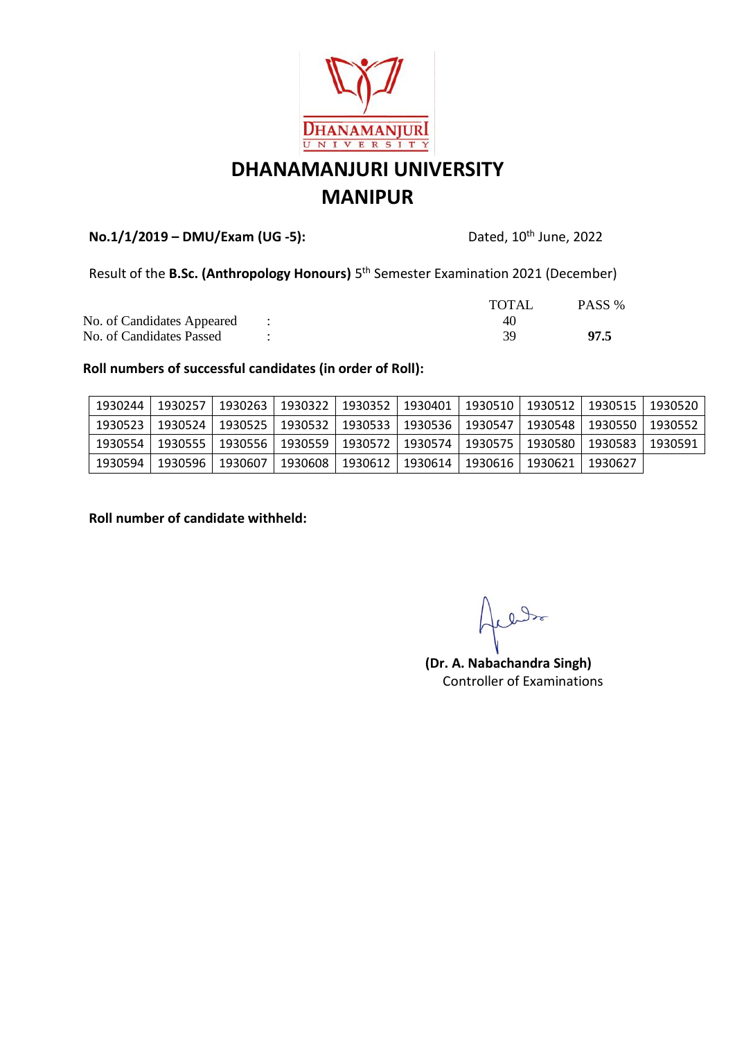# DHANAMANJURI UNIVERSITY
# MANIPUR

**No.1/1/2019 – DMU/Exam (UG -5):** Dated, 10th June, 2022

Result of the **B.Sc. (Anthropology Honours)** 5th Semester Examination 2021 (December)

| | | TOTAL | PASS % |
|---|---|---|---|
| No. of Candidates Appeared | : | 40 | |
| No. of Candidates Passed | : | 39 | **97.5** |

**Roll numbers of successful candidates (in order of Roll):**

| | | | | | | | | | |
|---|---|---|---|---|---|---|---|---|---|
| 1930244 | 1930257 | 1930263 | 1930322 | 1930352 | 1930401 | 1930510 | 1930512 | 1930515 | 1930520 |
| 1930523 | 1930524 | 1930525 | 1930532 | 1930533 | 1930536 | 1930547 | 1930548 | 1930550 | 1930552 |
| 1930554 | 1930555 | 1930556 | 1930559 | 1930572 | 1930574 | 1930575 | 1930580 | 1930583 | 1930591 |
| 1930594 | 1930596 | 1930607 | 1930608 | 1930612 | 1930614 | 1930616 | 1930621 | 1930627 | |

**Roll number of candidate withheld:**

**(Dr. A. Nabachandra Singh)**
Controller of Examinations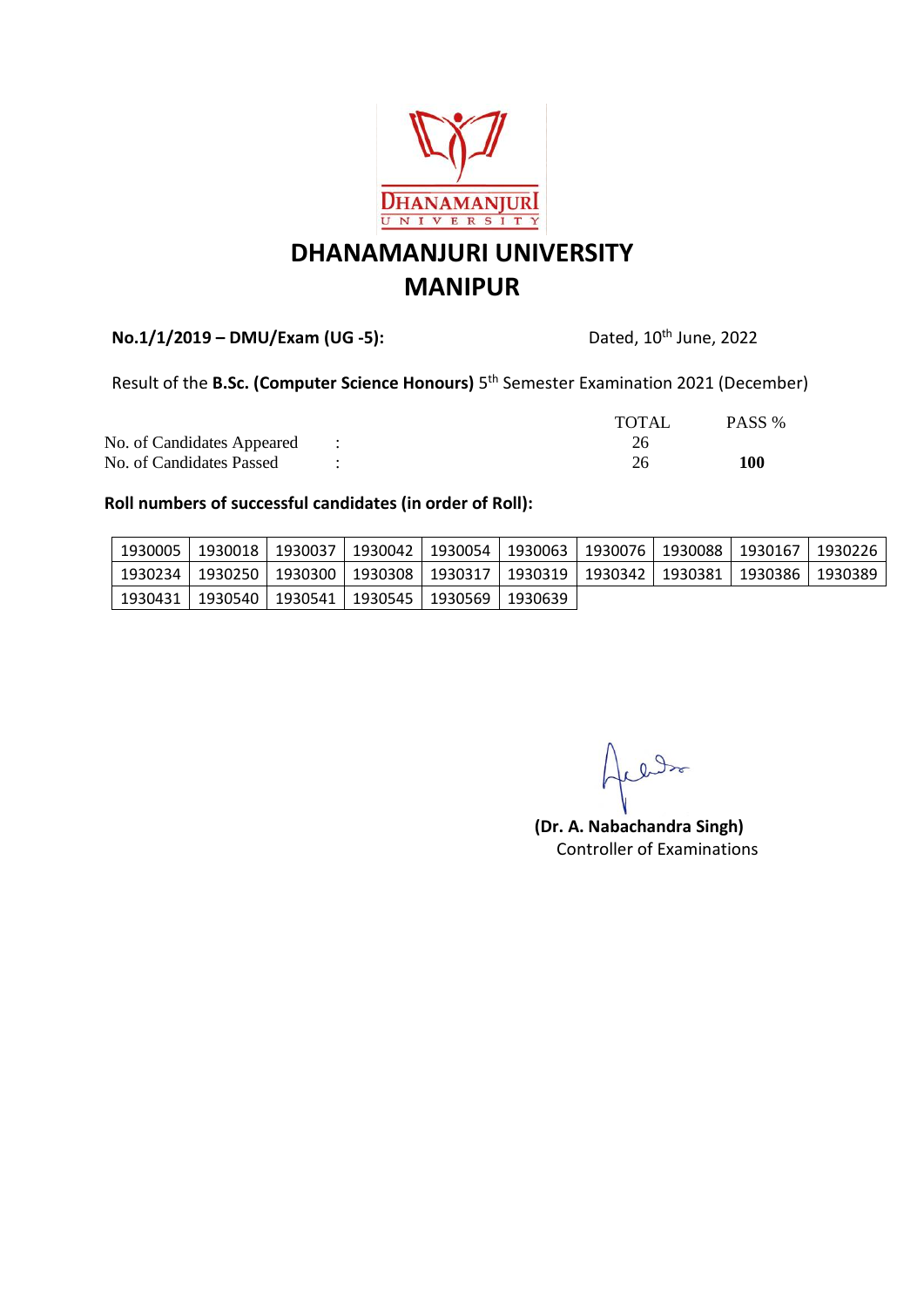# DHANAMANJURI UNIVERSITY
# MANIPUR

**No.1/1/2019 – DMU/Exam (UG -5):** Dated, 10th June, 2022

Result of the **B.Sc. (Computer Science Honours)** 5th Semester Examination 2021 (December)

| | | TOTAL | PASS % |
|---|---|---|---|
| No. of Candidates Appeared | : | 26 | |
| No. of Candidates Passed | : | 26 | **100** |

**Roll numbers of successful candidates (in order of Roll):**

| | | | | | | | | | |
|---|---|---|---|---|---|---|---|---|---|
| 1930005 | 1930018 | 1930037 | 1930042 | 1930054 | 1930063 | 1930076 | 1930088 | 1930167 | 1930226 |
| 1930234 | 1930250 | 1930300 | 1930308 | 1930317 | 1930319 | 1930342 | 1930381 | 1930386 | 1930389 |
| 1930431 | 1930540 | 1930541 | 1930545 | 1930569 | 1930639 | | | | |

**(Dr. A. Nabachandra Singh)**
Controller of Examinations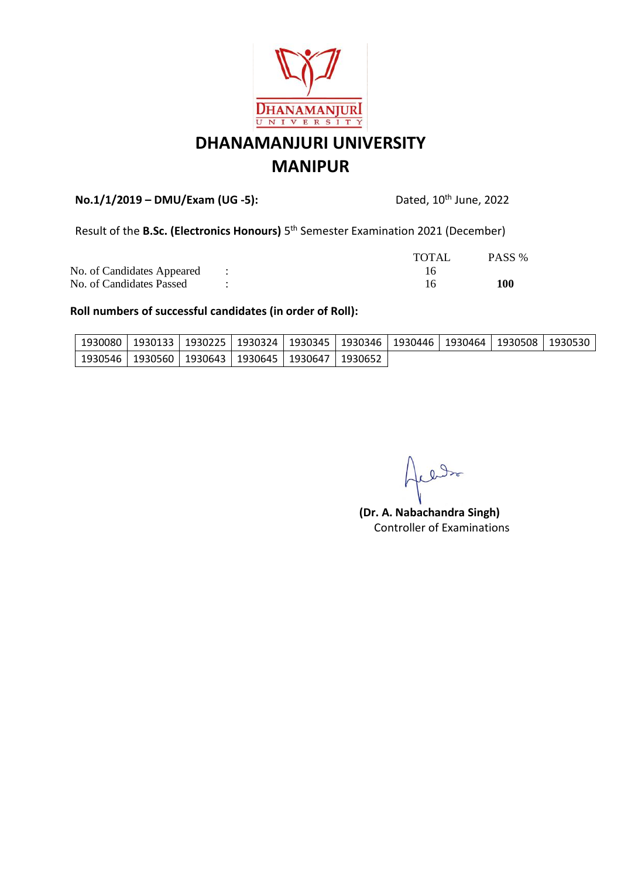# DHANAMANJURI UNIVERSITY
## MANIPUR

**No.1/1/2019 – DMU/Exam (UG -5):** Dated, 10th June, 2022

Result of the **B.Sc. (Electronics Honours)** 5th Semester Examination 2021 (December)

| | | TOTAL | PASS % |
|---|---|---|---|
| No. of Candidates Appeared | : | 16 | |
| No. of Candidates Passed | : | 16 | **100** |

**Roll numbers of successful candidates (in order of Roll):**

| | | | | | | | | | |
|---|---|---|---|---|---|---|---|---|---|
| 1930080 | 1930133 | 1930225 | 1930324 | 1930345 | 1930346 | 1930446 | 1930464 | 1930508 | 1930530 |
| 1930546 | 1930560 | 1930643 | 1930645 | 1930647 | 1930652 | | | | |

**(Dr. A. Nabachandra Singh)**
Controller of Examinations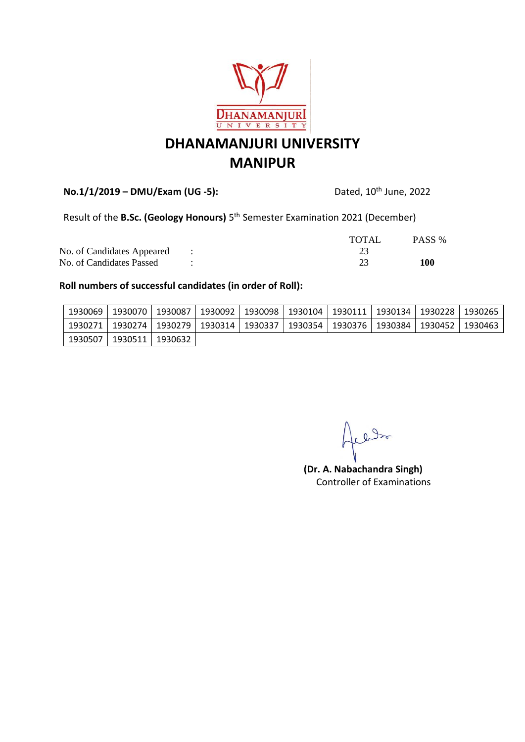# DHANAMANJURI UNIVERSITY
# MANIPUR

**No.1/1/2019 – DMU/Exam (UG -5):** Dated, 10th June, 2022

Result of the **B.Sc. (Geology Honours)** 5th Semester Examination 2021 (December)

| | | TOTAL | PASS % |
|---|---|---|---|
| No. of Candidates Appeared | : | 23 | |
| No. of Candidates Passed | : | 23 | **100** |

**Roll numbers of successful candidates (in order of Roll):**

| | | | | | | | | | |
|---|---|---|---|---|---|---|---|---|---|
| 1930069 | 1930070 | 1930087 | 1930092 | 1930098 | 1930104 | 1930111 | 1930134 | 1930228 | 1930265 |
| 1930271 | 1930274 | 1930279 | 1930314 | 1930337 | 1930354 | 1930376 | 1930384 | 1930452 | 1930463 |
| 1930507 | 1930511 | 1930632 | | | | | | | |

**(Dr. A. Nabachandra Singh)**
Controller of Examinations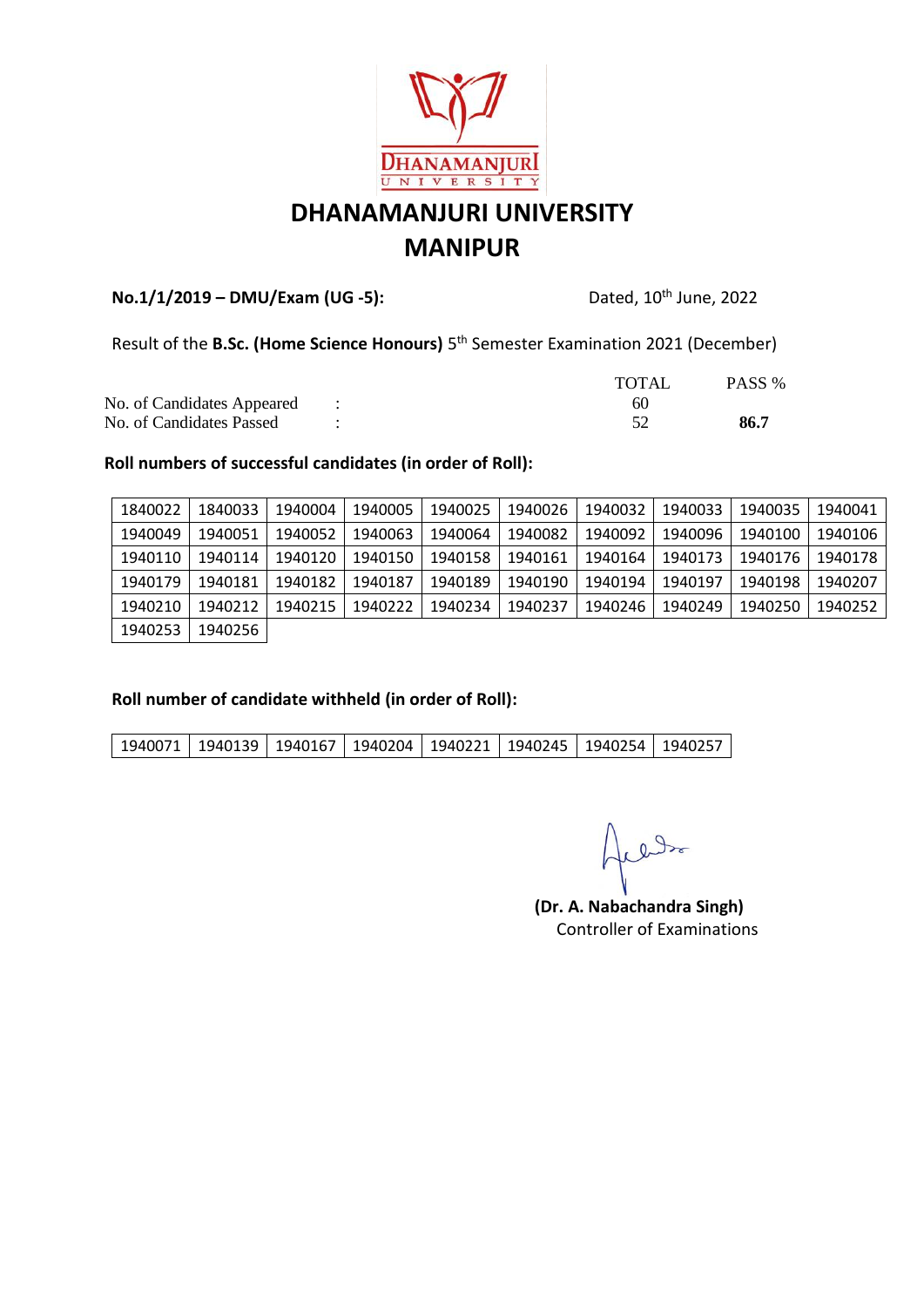# DHANAMANJURI UNIVERSITY
# MANIPUR

**No.1/1/2019 – DMU/Exam (UG -5):** Dated, 10th June, 2022

Result of the **B.Sc. (Home Science Honours)** 5th Semester Examination 2021 (December)

| | | TOTAL | PASS % |
|---|---|---|---|
| No. of Candidates Appeared | : | 60 | |
| No. of Candidates Passed | : | 52 | **86.7** |

**Roll numbers of successful candidates (in order of Roll):**

| | | | | | | | | | |
|---|---|---|---|---|---|---|---|---|---|
| 1840022 | 1840033 | 1940004 | 1940005 | 1940025 | 1940026 | 1940032 | 1940033 | 1940035 | 1940041 |
| 1940049 | 1940051 | 1940052 | 1940063 | 1940064 | 1940082 | 1940092 | 1940096 | 1940100 | 1940106 |
| 1940110 | 1940114 | 1940120 | 1940150 | 1940158 | 1940161 | 1940164 | 1940173 | 1940176 | 1940178 |
| 1940179 | 1940181 | 1940182 | 1940187 | 1940189 | 1940190 | 1940194 | 1940197 | 1940198 | 1940207 |
| 1940210 | 1940212 | 1940215 | 1940222 | 1940234 | 1940237 | 1940246 | 1940249 | 1940250 | 1940252 |
| 1940253 | 1940256 | | | | | | | | |

**Roll number of candidate withheld (in order of Roll):**

| | | | | | | | |
|---|---|---|---|---|---|---|---|
| 1940071 | 1940139 | 1940167 | 1940204 | 1940221 | 1940245 | 1940254 | 1940257 |

**(Dr. A. Nabachandra Singh)**
Controller of Examinations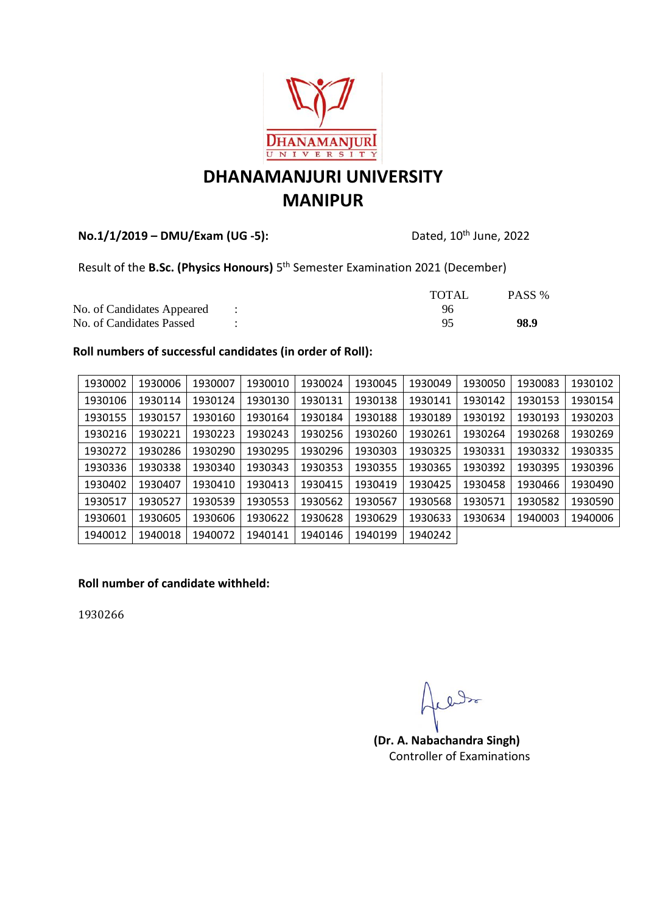# DHANAMANJURI UNIVERSITY
# MANIPUR

**No.1/1/2019 – DMU/Exam (UG -5):** Dated, 10th June, 2022

Result of the **B.Sc. (Physics Honours)** 5th Semester Examination 2021 (December)

| | | TOTAL | PASS % |
|---|---|---|---|
| No. of Candidates Appeared | : | 96 | |
| No. of Candidates Passed | : | 95 | **98.9** |

**Roll numbers of successful candidates (in order of Roll):**

| | | | | | | | | | |
|---|---|---|---|---|---|---|---|---|---|
| 1930002 | 1930006 | 1930007 | 1930010 | 1930024 | 1930045 | 1930049 | 1930050 | 1930083 | 1930102 |
| 1930106 | 1930114 | 1930124 | 1930130 | 1930131 | 1930138 | 1930141 | 1930142 | 1930153 | 1930154 |
| 1930155 | 1930157 | 1930160 | 1930164 | 1930184 | 1930188 | 1930189 | 1930192 | 1930193 | 1930203 |
| 1930216 | 1930221 | 1930223 | 1930243 | 1930256 | 1930260 | 1930261 | 1930264 | 1930268 | 1930269 |
| 1930272 | 1930286 | 1930290 | 1930295 | 1930296 | 1930303 | 1930325 | 1930331 | 1930332 | 1930335 |
| 1930336 | 1930338 | 1930340 | 1930343 | 1930353 | 1930355 | 1930365 | 1930392 | 1930395 | 1930396 |
| 1930402 | 1930407 | 1930410 | 1930413 | 1930415 | 1930419 | 1930425 | 1930458 | 1930466 | 1930490 |
| 1930517 | 1930527 | 1930539 | 1930553 | 1930562 | 1930567 | 1930568 | 1930571 | 1930582 | 1930590 |
| 1930601 | 1930605 | 1930606 | 1930622 | 1930628 | 1930629 | 1930633 | 1930634 | 1940003 | 1940006 |
| 1940012 | 1940018 | 1940072 | 1940141 | 1940146 | 1940199 | 1940242 | | | |

**Roll number of candidate withheld:**

1930266

**(Dr. A. Nabachandra Singh)**
Controller of Examinations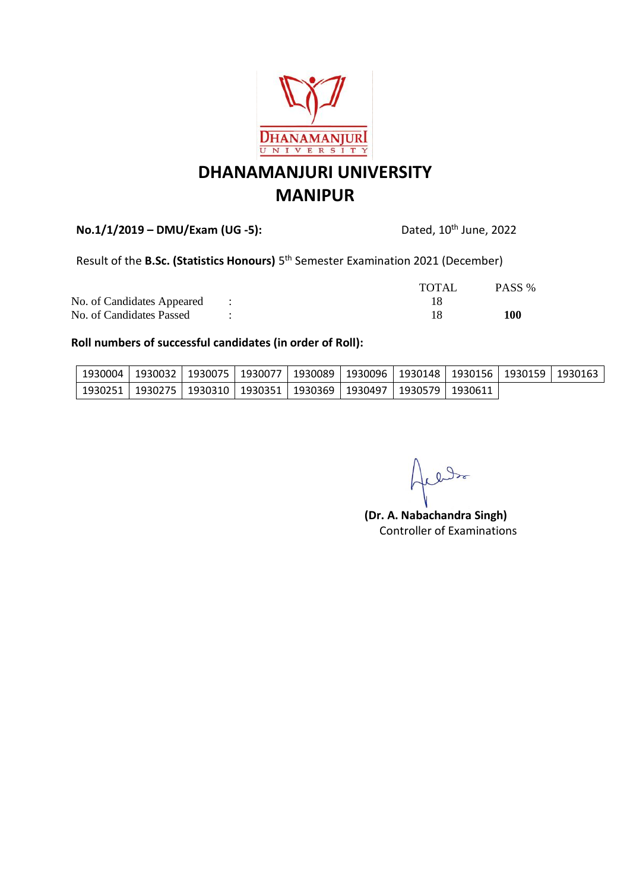# DHANAMANJURI UNIVERSITY
# MANIPUR

**No.1/1/2019 – DMU/Exam (UG -5):** Dated, 10th June, 2022

Result of the **B.Sc. (Statistics Honours)** 5th Semester Examination 2021 (December)

| | | TOTAL | PASS % |
|---|---|---|---|
| No. of Candidates Appeared | : | 18 | |
| No. of Candidates Passed | : | 18 | **100** |

**Roll numbers of successful candidates (in order of Roll):**

| | | | | | | | | | |
|---|---|---|---|---|---|---|---|---|---|
| 1930004 | 1930032 | 1930075 | 1930077 | 1930089 | 1930096 | 1930148 | 1930156 | 1930159 | 1930163 |
| 1930251 | 1930275 | 1930310 | 1930351 | 1930369 | 1930497 | 1930579 | 1930611 | | |

**(Dr. A. Nabachandra Singh)**
Controller of Examinations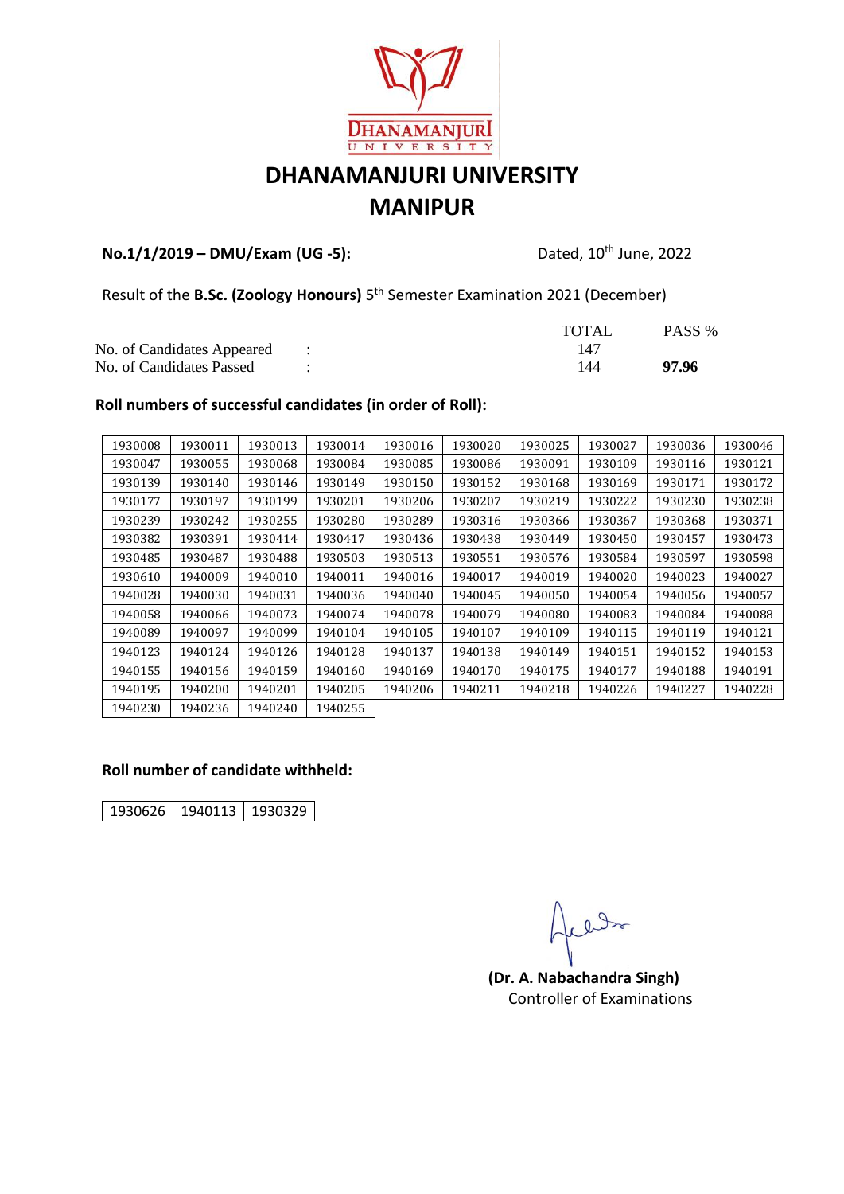# DHANAMANJURI UNIVERSITY
# MANIPUR

**No.1/1/2019 – DMU/Exam (UG -5):** Dated, 10th June, 2022

Result of the **B.Sc. (Zoology Honours)** 5th Semester Examination 2021 (December)

| | | TOTAL | PASS % |
|---|---|---|---|
| No. of Candidates Appeared | : | 147 | |
| No. of Candidates Passed | : | 144 | **97.96** |

**Roll numbers of successful candidates (in order of Roll):**

| | | | | | | | | | |
|---|---|---|---|---|---|---|---|---|---|
| 1930008 | 1930011 | 1930013 | 1930014 | 1930016 | 1930020 | 1930025 | 1930027 | 1930036 | 1930046 |
| 1930047 | 1930055 | 1930068 | 1930084 | 1930085 | 1930086 | 1930091 | 1930109 | 1930116 | 1930121 |
| 1930139 | 1930140 | 1930146 | 1930149 | 1930150 | 1930152 | 1930168 | 1930169 | 1930171 | 1930172 |
| 1930177 | 1930197 | 1930199 | 1930201 | 1930206 | 1930207 | 1930219 | 1930222 | 1930230 | 1930238 |
| 1930239 | 1930242 | 1930255 | 1930280 | 1930289 | 1930316 | 1930366 | 1930367 | 1930368 | 1930371 |
| 1930382 | 1930391 | 1930414 | 1930417 | 1930436 | 1930438 | 1930449 | 1930450 | 1930457 | 1930473 |
| 1930485 | 1930487 | 1930488 | 1930503 | 1930513 | 1930551 | 1930576 | 1930584 | 1930597 | 1930598 |
| 1930610 | 1940009 | 1940010 | 1940011 | 1940016 | 1940017 | 1940019 | 1940020 | 1940023 | 1940027 |
| 1940028 | 1940030 | 1940031 | 1940036 | 1940040 | 1940045 | 1940050 | 1940054 | 1940056 | 1940057 |
| 1940058 | 1940066 | 1940073 | 1940074 | 1940078 | 1940079 | 1940080 | 1940083 | 1940084 | 1940088 |
| 1940089 | 1940097 | 1940099 | 1940104 | 1940105 | 1940107 | 1940109 | 1940115 | 1940119 | 1940121 |
| 1940123 | 1940124 | 1940126 | 1940128 | 1940137 | 1940138 | 1940149 | 1940151 | 1940152 | 1940153 |
| 1940155 | 1940156 | 1940159 | 1940160 | 1940169 | 1940170 | 1940175 | 1940177 | 1940188 | 1940191 |
| 1940195 | 1940200 | 1940201 | 1940205 | 1940206 | 1940211 | 1940218 | 1940226 | 1940227 | 1940228 |
| 1940230 | 1940236 | 1940240 | 1940255 | | | | | | |

**Roll number of candidate withheld:**

| | | |
|---|---|---|
| 1930626 | 1940113 | 1930329 |

**(Dr. A. Nabachandra Singh)**
Controller of Examinations